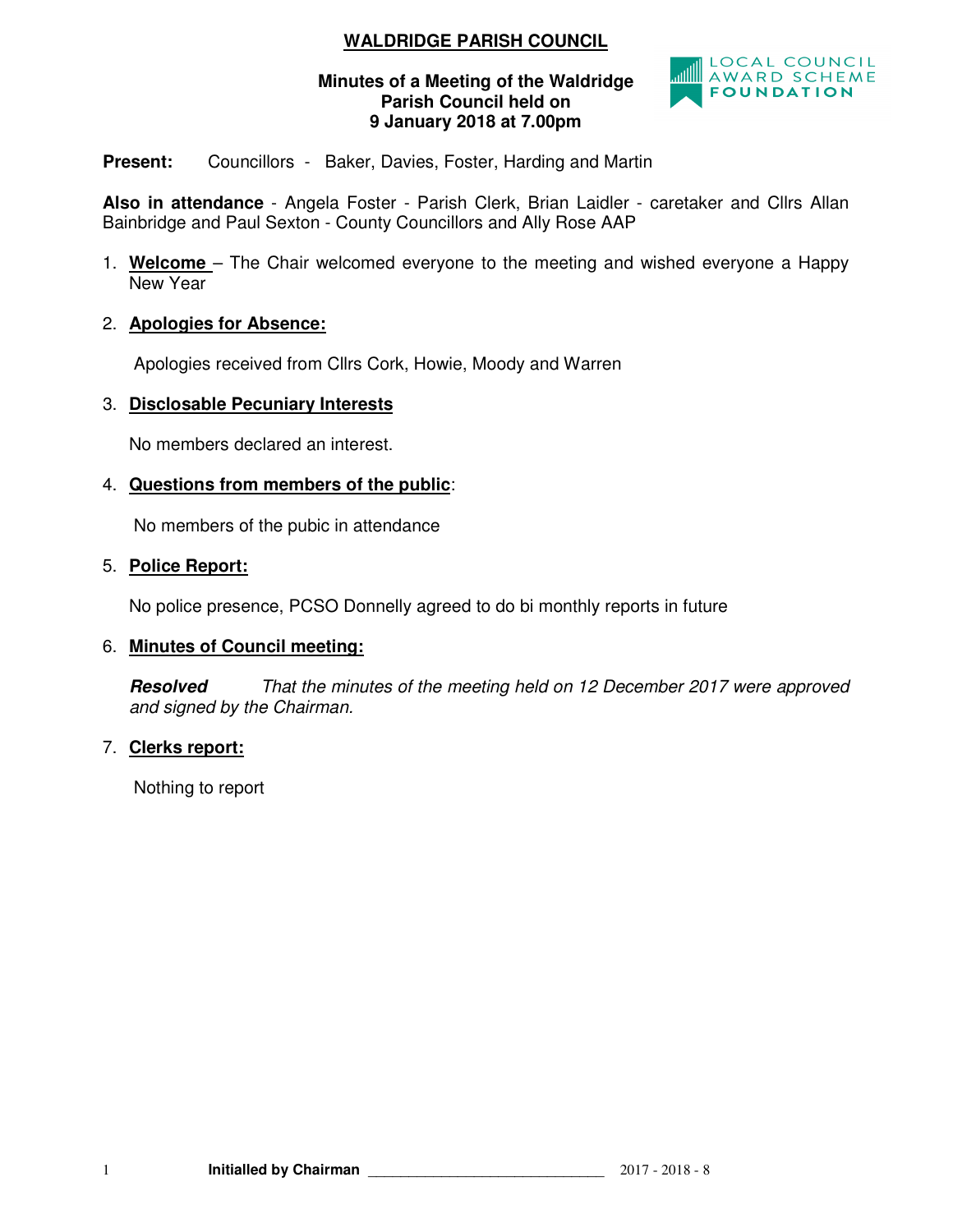# WALDRIDGE PARISH COUNCIL

**Minutes of a Meeting of the Waldridge Parish Council held on 9 January 2018 at 7.00pm**

LOCAL COUNCIL AWARD SCHEME FOUNDATION

**Present:** Councillors - Baker, Davies, Foster, Harding and Martin

**Also in attendance** - Angela Foster - Parish Clerk, Brian Laidler - caretaker and Cllrs Allan Bainbridge and Paul Sexton - County Councillors and Ally Rose AAP

1. **Welcome** – The Chair welcomed everyone to the meeting and wished everyone a Happy New Year

2. **Apologies for Absence:**

   Apologies received from Cllrs Cork, Howie, Moody and Warren

3. **Disclosable Pecuniary Interests**

   No members declared an interest.

4. **Questions from members of the public**:

   No members of the pubic in attendance

5. **Police Report:**

   No police presence, PCSO Donnelly agreed to do bi monthly reports in future

6. **Minutes of Council meeting:**

   ***Resolved*** *That the minutes of the meeting held on 12 December 2017 were approved and signed by the Chairman.*

7. **Clerks report:**

   Nothing to report

**Initialled by Chairman** ______________________________ 2017 - 2018 - 8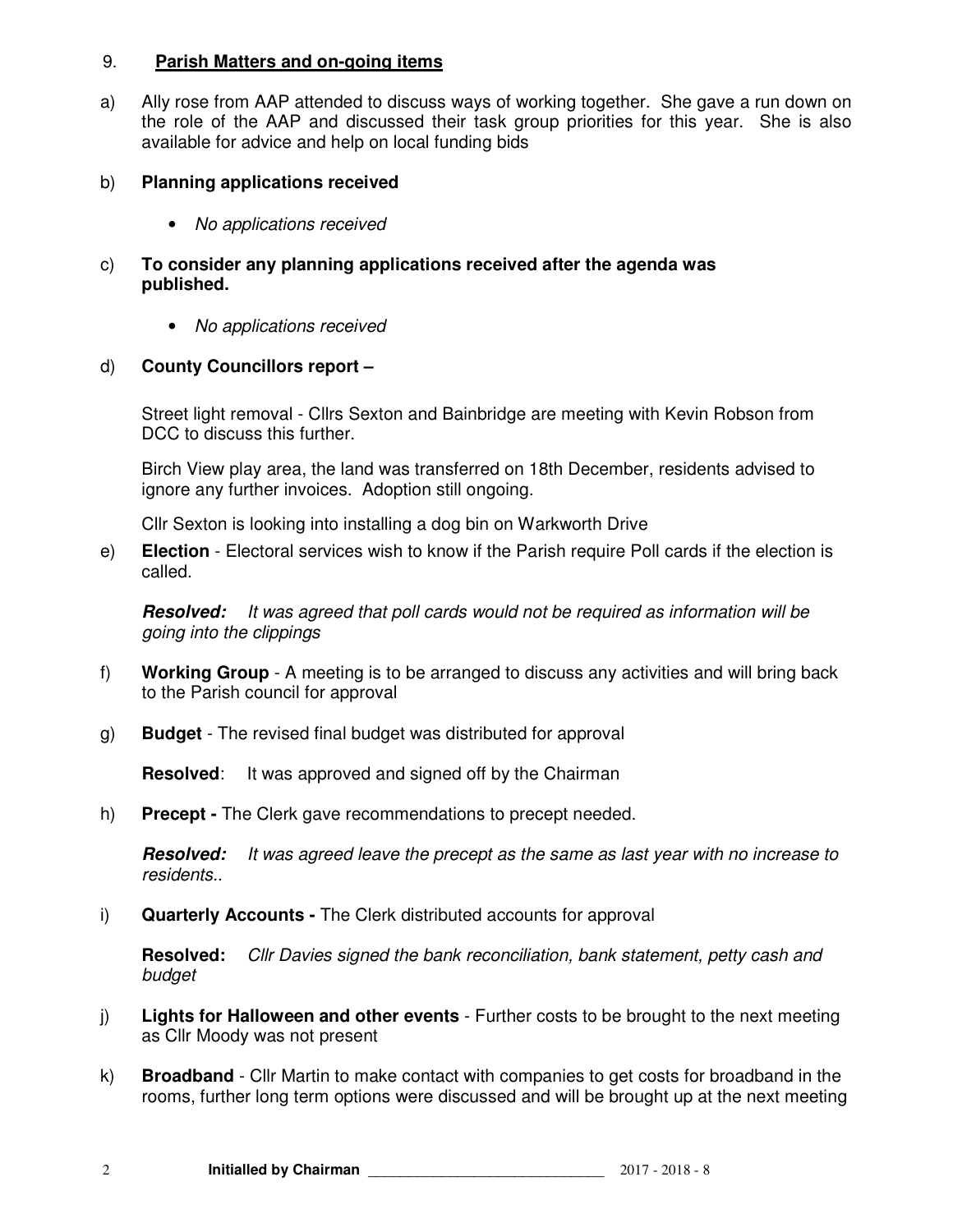## 9. **Parish Matters and on-going items**

a) Ally rose from AAP attended to discuss ways of working together. She gave a run down on the role of the AAP and discussed their task group priorities for this year. She is also available for advice and help on local funding bids

b) **Planning applications received**

- *No applications received*

c) **To consider any planning applications received after the agenda was published.**

- *No applications received*

d) **County Councillors report –**

Street light removal - Cllrs Sexton and Bainbridge are meeting with Kevin Robson from DCC to discuss this further.

Birch View play area, the land was transferred on 18th December, residents advised to ignore any further invoices. Adoption still ongoing.

Cllr Sexton is looking into installing a dog bin on Warkworth Drive

e) **Election** - Electoral services wish to know if the Parish require Poll cards if the election is called.

***Resolved:*** *It was agreed that poll cards would not be required as information will be going into the clippings*

f) **Working Group** - A meeting is to be arranged to discuss any activities and will bring back to the Parish council for approval

g) **Budget** - The revised final budget was distributed for approval

**Resolved**: It was approved and signed off by the Chairman

h) **Precept -** The Clerk gave recommendations to precept needed.

***Resolved:*** *It was agreed leave the precept as the same as last year with no increase to residents..*

i) **Quarterly Accounts -** The Clerk distributed accounts for approval

**Resolved:** *Cllr Davies signed the bank reconciliation, bank statement, petty cash and budget*

j) **Lights for Halloween and other events** - Further costs to be brought to the next meeting as Cllr Moody was not present

k) **Broadband** - Cllr Martin to make contact with companies to get costs for broadband in the rooms, further long term options were discussed and will be brought up at the next meeting

**Initialled by Chairman** _______________________________ 2017 - 2018 - 8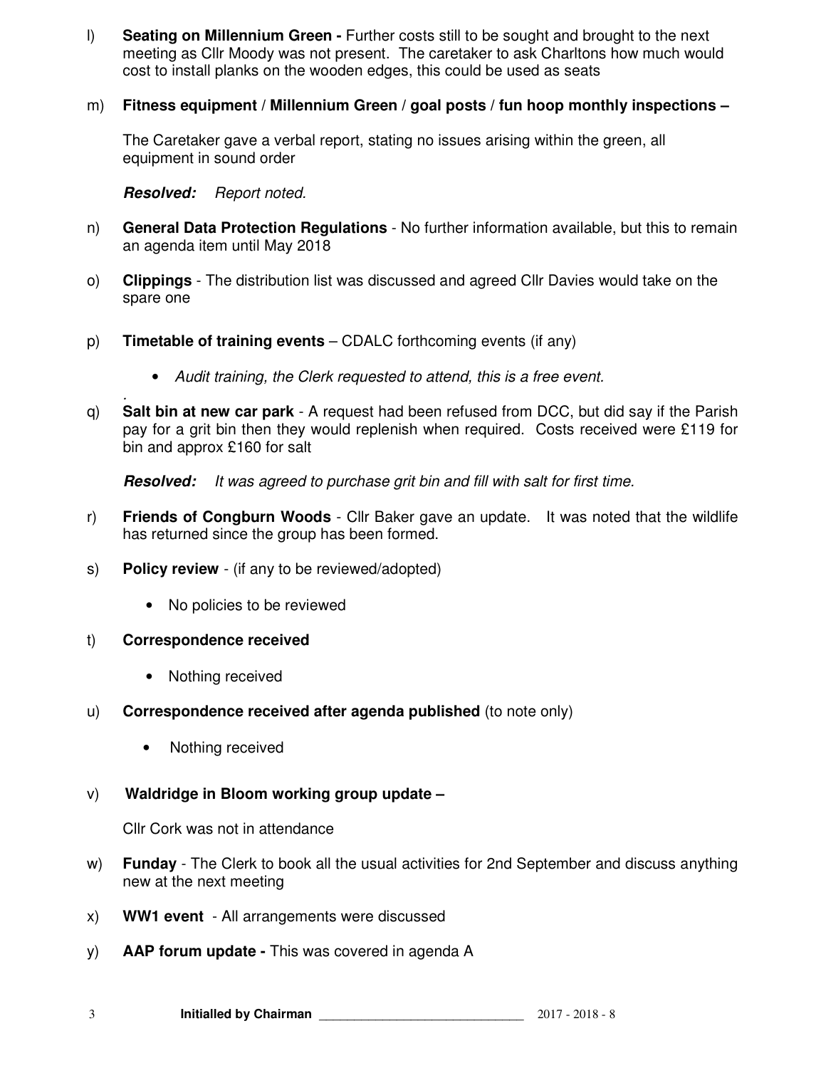l) **Seating on Millennium Green -** Further costs still to be sought and brought to the next meeting as Cllr Moody was not present. The caretaker to ask Charltons how much would cost to install planks on the wooden edges, this could be used as seats

m) **Fitness equipment / Millennium Green / goal posts / fun hoop monthly inspections –**

The Caretaker gave a verbal report, stating no issues arising within the green, all equipment in sound order

***Resolved:*** *Report noted.*

n) **General Data Protection Regulations** - No further information available, but this to remain an agenda item until May 2018

o) **Clippings** - The distribution list was discussed and agreed Cllr Davies would take on the spare one

p) **Timetable of training events** – CDALC forthcoming events (if any)

- *Audit training, the Clerk requested to attend, this is a free event.*

q) **Salt bin at new car park** - A request had been refused from DCC, but did say if the Parish pay for a grit bin then they would replenish when required. Costs received were £119 for bin and approx £160 for salt

***Resolved:*** *It was agreed to purchase grit bin and fill with salt for first time.*

r) **Friends of Congburn Woods** - Cllr Baker gave an update. It was noted that the wildlife has returned since the group has been formed.

s) **Policy review** - (if any to be reviewed/adopted)

- No policies to be reviewed

t) **Correspondence received**

- Nothing received

u) **Correspondence received after agenda published** (to note only)

- Nothing received

v) **Waldridge in Bloom working group update –**

Cllr Cork was not in attendance

w) **Funday** - The Clerk to book all the usual activities for 2nd September and discuss anything new at the next meeting

x) **WW1 event** - All arrangements were discussed

y) **AAP forum update -** This was covered in agenda A

**Initialled by Chairman** ______________________________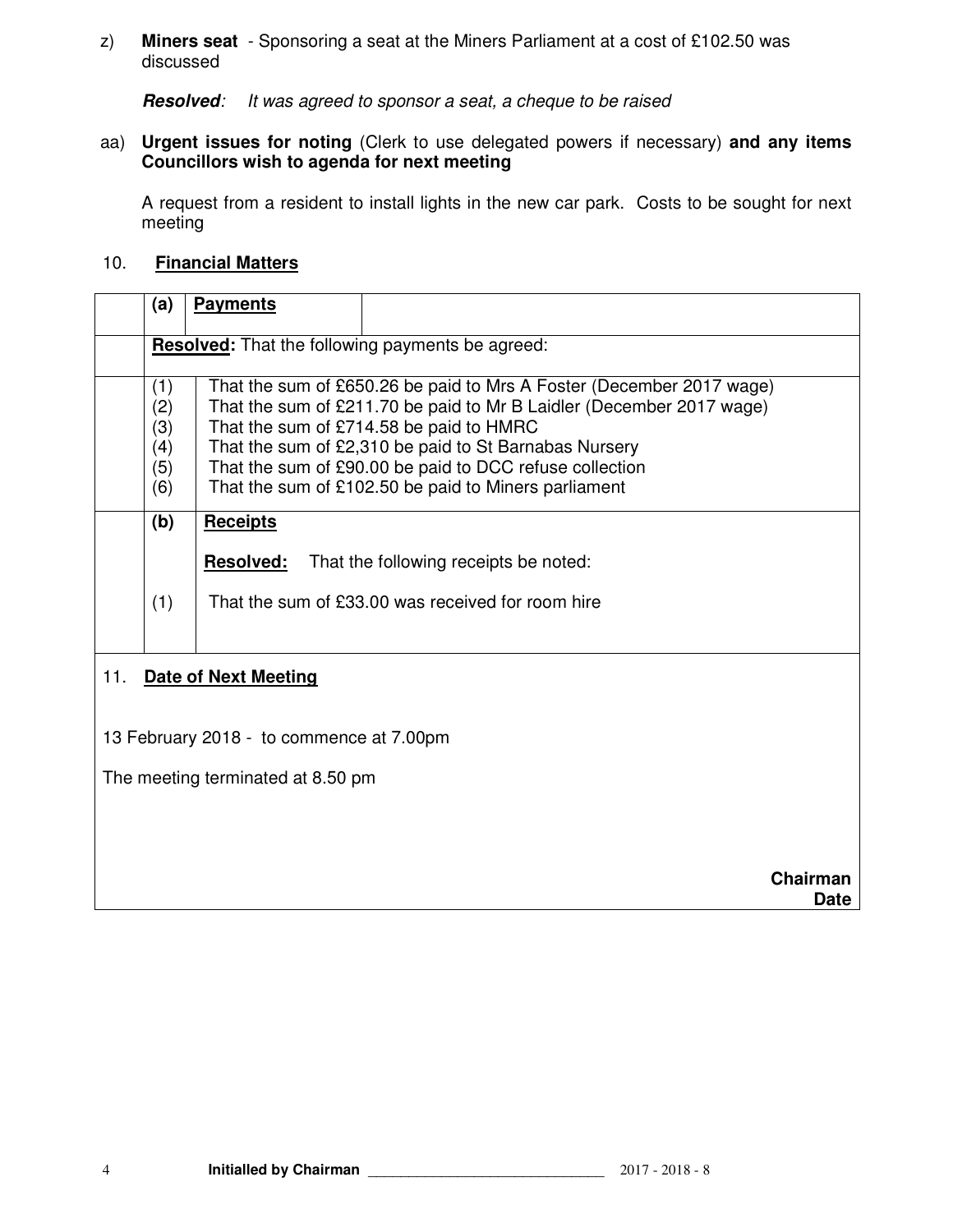z) **Miners seat** - Sponsoring a seat at the Miners Parliament at a cost of £102.50 was discussed

***Resolved**:* *It was agreed to sponsor a seat, a cheque to be raised*

aa) **Urgent issues for noting** (Clerk to use delegated powers if necessary) **and any items Councillors wish to agenda for next meeting**

A request from a resident to install lights in the new car park. Costs to be sought for next meeting

10. **Financial Matters**

| | | |
|---|---|---|
| **(a)** | **Payments** | |
| **Resolved:** That the following payments be agreed: | | |
| (1) | That the sum of £650.26 be paid to Mrs A Foster (December 2017 wage) | |
| (2) | That the sum of £211.70 be paid to Mr B Laidler (December 2017 wage) | |
| (3) | That the sum of £714.58 be paid to HMRC | |
| (4) | That the sum of £2,310 be paid to St Barnabas Nursery | |
| (5) | That the sum of £90.00 be paid to DCC refuse collection | |
| (6) | That the sum of £102.50 be paid to Miners parliament | |
| **(b)** | **Receipts** | |
| | **Resolved:** That the following receipts be noted: | |
| (1) | That the sum of £33.00 was received for room hire | |

11. **Date of Next Meeting**

13 February 2018 - to commence at 7.00pm

The meeting terminated at 8.50 pm

**Chairman**
**Date**

**Initialled by Chairman** ______________________________ 2017 - 2018 - 8